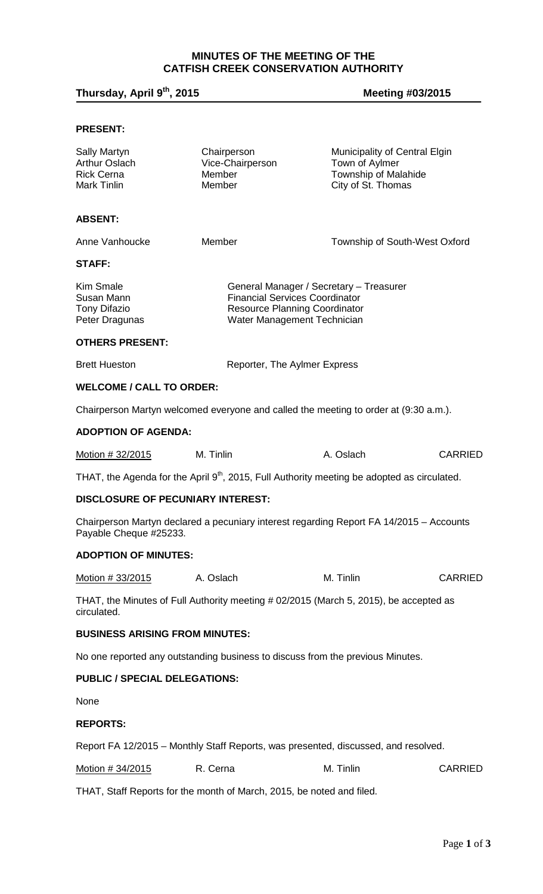# MINUTES OF THE MEETING OF THE CATFISH CREEK CONSERVATION AUTHORITY

**Thursday, April 9th, 2015** **Meeting #03/2015**

## PRESENT:

| | | |
|---|---|---|
| Sally Martyn | Chairperson | Municipality of Central Elgin |
| Arthur Oslach | Vice-Chairperson | Town of Aylmer |
| Rick Cerna | Member | Township of Malahide |
| Mark Tinlin | Member | City of St. Thomas |

## ABSENT:

| | | |
|---|---|---|
| Anne Vanhoucke | Member | Township of South-West Oxford |

## STAFF:

| | |
|---|---|
| Kim Smale | General Manager / Secretary – Treasurer |
| Susan Mann | Financial Services Coordinator |
| Tony Difazio | Resource Planning Coordinator |
| Peter Dragunas | Water Management Technician |

## OTHERS PRESENT:

| | |
|---|---|
| Brett Hueston | Reporter, The Aylmer Express |

## WELCOME / CALL TO ORDER:

Chairperson Martyn welcomed everyone and called the meeting to order at (9:30 a.m.).

## ADOPTION OF AGENDA:

| | | | |
|---|---|---|---|
| Motion # 32/2015 | M. Tinlin | A. Oslach | CARRIED |

THAT, the Agenda for the April 9th, 2015, Full Authority meeting be adopted as circulated.

## DISCLOSURE OF PECUNIARY INTEREST:

Chairperson Martyn declared a pecuniary interest regarding Report FA 14/2015 – Accounts Payable Cheque #25233.

## ADOPTION OF MINUTES:

| | | | |
|---|---|---|---|
| Motion # 33/2015 | A. Oslach | M. Tinlin | CARRIED |

THAT, the Minutes of Full Authority meeting # 02/2015 (March 5, 2015), be accepted as circulated.

## BUSINESS ARISING FROM MINUTES:

No one reported any outstanding business to discuss from the previous Minutes.

## PUBLIC / SPECIAL DELEGATIONS:

None

## REPORTS:

Report FA 12/2015 – Monthly Staff Reports, was presented, discussed, and resolved.

| | | | |
|---|---|---|---|
| Motion # 34/2015 | R. Cerna | M. Tinlin | CARRIED |

THAT, Staff Reports for the month of March, 2015, be noted and filed.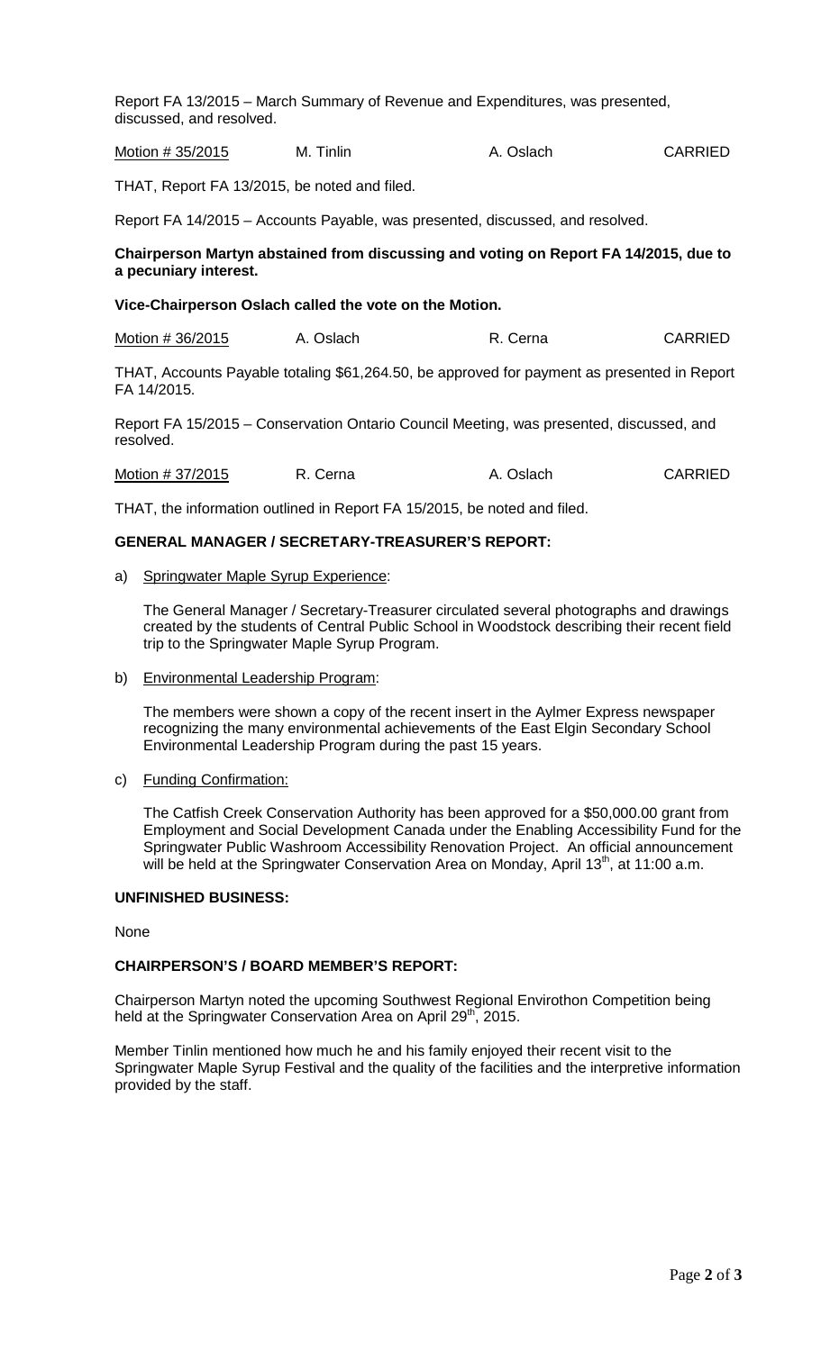Report FA 13/2015 – March Summary of Revenue and Expenditures, was presented, discussed, and resolved.

| Motion # 35/2015 | M. Tinlin | A. Oslach | CARRIED |
|---|---|---|---|

THAT, Report FA 13/2015, be noted and filed.

Report FA 14/2015 – Accounts Payable, was presented, discussed, and resolved.

**Chairperson Martyn abstained from discussing and voting on Report FA 14/2015, due to a pecuniary interest.**

**Vice-Chairperson Oslach called the vote on the Motion.**

| Motion # 36/2015 | A. Oslach | R. Cerna | CARRIED |
|---|---|---|---|

THAT, Accounts Payable totaling $61,264.50, be approved for payment as presented in Report FA 14/2015.

Report FA 15/2015 – Conservation Ontario Council Meeting, was presented, discussed, and resolved.

| Motion # 37/2015 | R. Cerna | A. Oslach | CARRIED |
|---|---|---|---|

THAT, the information outlined in Report FA 15/2015, be noted and filed.

## GENERAL MANAGER / SECRETARY-TREASURER'S REPORT:

a) Springwater Maple Syrup Experience:

The General Manager / Secretary-Treasurer circulated several photographs and drawings created by the students of Central Public School in Woodstock describing their recent field trip to the Springwater Maple Syrup Program.

b) Environmental Leadership Program:

The members were shown a copy of the recent insert in the Aylmer Express newspaper recognizing the many environmental achievements of the East Elgin Secondary School Environmental Leadership Program during the past 15 years.

c) Funding Confirmation:

The Catfish Creek Conservation Authority has been approved for a $50,000.00 grant from Employment and Social Development Canada under the Enabling Accessibility Fund for the Springwater Public Washroom Accessibility Renovation Project. An official announcement will be held at the Springwater Conservation Area on Monday, April 13th, at 11:00 a.m.

## UNFINISHED BUSINESS:

None

## CHAIRPERSON'S / BOARD MEMBER'S REPORT:

Chairperson Martyn noted the upcoming Southwest Regional Envirothon Competition being held at the Springwater Conservation Area on April 29th, 2015.

Member Tinlin mentioned how much he and his family enjoyed their recent visit to the Springwater Maple Syrup Festival and the quality of the facilities and the interpretive information provided by the staff.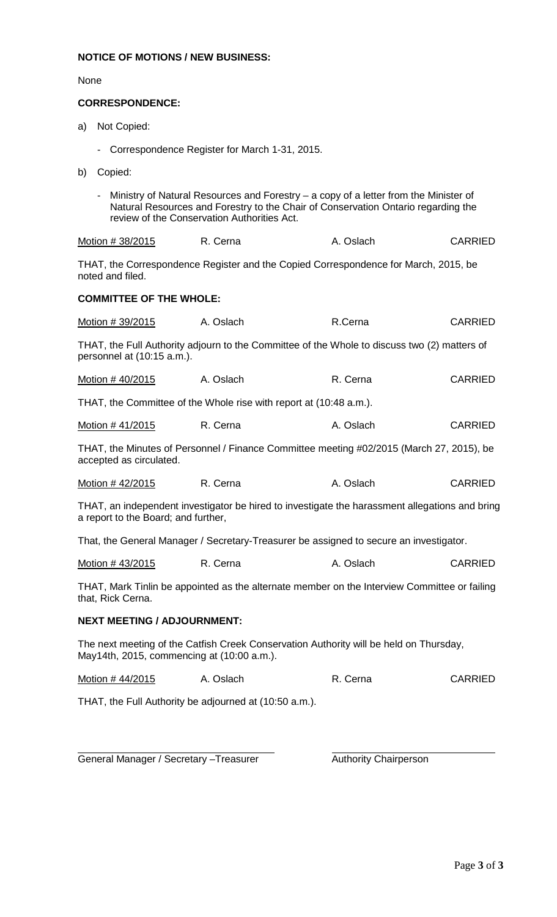**NOTICE OF MOTIONS / NEW BUSINESS:**

None

**CORRESPONDENCE:**

a) Not Copied:

- Correspondence Register for March 1-31, 2015.

b) Copied:

- Ministry of Natural Resources and Forestry – a copy of a letter from the Minister of Natural Resources and Forestry to the Chair of Conservation Ontario regarding the review of the Conservation Authorities Act.

| | | | |
|---|---|---|---|
| Motion # 38/2015 | R. Cerna | A. Oslach | CARRIED |

THAT, the Correspondence Register and the Copied Correspondence for March, 2015, be noted and filed.

**COMMITTEE OF THE WHOLE:**

| | | | |
|---|---|---|---|
| Motion # 39/2015 | A. Oslach | R.Cerna | CARRIED |

THAT, the Full Authority adjourn to the Committee of the Whole to discuss two (2) matters of personnel at (10:15 a.m.).

| | | | |
|---|---|---|---|
| Motion # 40/2015 | A. Oslach | R. Cerna | CARRIED |

THAT, the Committee of the Whole rise with report at (10:48 a.m.).

| | | | |
|---|---|---|---|
| Motion # 41/2015 | R. Cerna | A. Oslach | CARRIED |

THAT, the Minutes of Personnel / Finance Committee meeting #02/2015 (March 27, 2015), be accepted as circulated.

| | | | |
|---|---|---|---|
| Motion # 42/2015 | R. Cerna | A. Oslach | CARRIED |

THAT, an independent investigator be hired to investigate the harassment allegations and bring a report to the Board; and further,

That, the General Manager / Secretary-Treasurer be assigned to secure an investigator.

| | | | |
|---|---|---|---|
| Motion # 43/2015 | R. Cerna | A. Oslach | CARRIED |

THAT, Mark Tinlin be appointed as the alternate member on the Interview Committee or failing that, Rick Cerna.

**NEXT MEETING / ADJOURNMENT:**

The next meeting of the Catfish Creek Conservation Authority will be held on Thursday, May14th, 2015, commencing at (10:00 a.m.).

| | | | |
|---|---|---|---|
| Motion # 44/2015 | A. Oslach | R. Cerna | CARRIED |

THAT, the Full Authority be adjourned at (10:50 a.m.).

General Manager / Secretary –Treasurer

Authority Chairperson